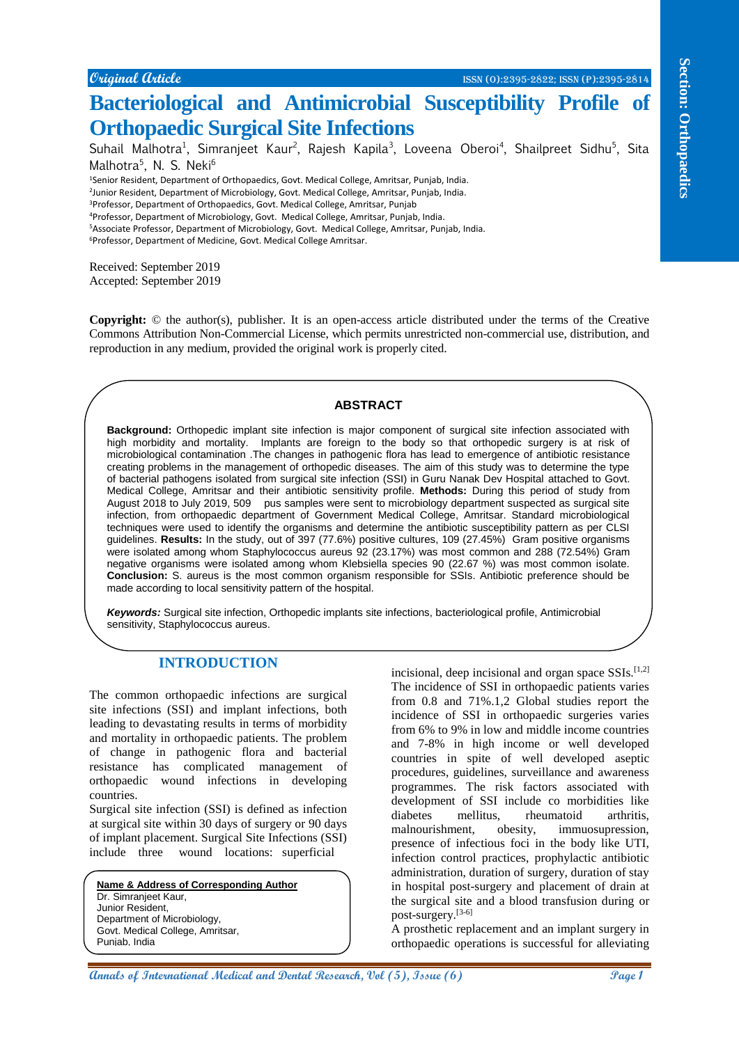Original Article

ISSN (O):2395-2822; ISSN (P):2395-2814

# Bacteriological and Antimicrobial Susceptibility Profile of Orthopaedic Surgical Site Infections

Suhail Malhotra[1], Simranjeet Kaur[2], Rajesh Kapila[3], Loveena Oberoi[4], Shailpreet Sidhu[5], Sita Malhotra[5], N. S. Neki[6]

[1]Senior Resident, Department of Orthopaedics, Govt. Medical College, Amritsar, Punjab, India.
[2]Junior Resident, Department of Microbiology, Govt. Medical College, Amritsar, Punjab, India.
[3]Professor, Department of Orthopaedics, Govt. Medical College, Amritsar, Punjab
[4]Professor, Department of Microbiology, Govt. Medical College, Amritsar, Punjab, India.
[5]Associate Professor, Department of Microbiology, Govt. Medical College, Amritsar, Punjab, India.
[6]Professor, Department of Medicine, Govt. Medical College Amritsar.

Received: September 2019
Accepted: September 2019

**Copyright:** © the author(s), publisher. It is an open-access article distributed under the terms of the Creative Commons Attribution Non-Commercial License, which permits unrestricted non-commercial use, distribution, and reproduction in any medium, provided the original work is properly cited.

## ABSTRACT

**Background:** Orthopedic implant site infection is major component of surgical site infection associated with high morbidity and mortality. Implants are foreign to the body so that orthopedic surgery is at risk of microbiological contamination .The changes in pathogenic flora has lead to emergence of antibiotic resistance creating problems in the management of orthopedic diseases. The aim of this study was to determine the type of bacterial pathogens isolated from surgical site infection (SSI) in Guru Nanak Dev Hospital attached to Govt. Medical College, Amritsar and their antibiotic sensitivity profile. **Methods:** During this period of study from August 2018 to July 2019, 509 pus samples were sent to microbiology department suspected as surgical site infection, from orthopaedic department of Government Medical College, Amritsar. Standard microbiological techniques were used to identify the organisms and determine the antibiotic susceptibility pattern as per CLSI guidelines. **Results:** In the study, out of 397 (77.6%) positive cultures, 109 (27.45%) Gram positive organisms were isolated among whom Staphylococcus aureus 92 (23.17%) was most common and 288 (72.54%) Gram negative organisms were isolated among whom Klebsiella species 90 (22.67 %) was most common isolate. **Conclusion:** S. aureus is the most common organism responsible for SSIs. Antibiotic preference should be made according to local sensitivity pattern of the hospital.

***Keywords:*** Surgical site infection, Orthopedic implants site infections, bacteriological profile, Antimicrobial sensitivity, Staphylococcus aureus.

## INTRODUCTION

The common orthopaedic infections are surgical site infections (SSI) and implant infections, both leading to devastating results in terms of morbidity and mortality in orthopaedic patients. The problem of change in pathogenic flora and bacterial resistance has complicated management of orthopaedic wound infections in developing countries.

Surgical site infection (SSI) is defined as infection at surgical site within 30 days of surgery or 90 days of implant placement. Surgical Site Infections (SSI) include three wound locations: superficial incisional, deep incisional and organ space SSIs.[1,2] The incidence of SSI in orthopaedic patients varies from 0.8 and 71%.1,2 Global studies report the incidence of SSI in orthopaedic surgeries varies from 6% to 9% in low and middle income countries and 7-8% in high income or well developed countries in spite of well developed aseptic procedures, guidelines, surveillance and awareness programmes. The risk factors associated with development of SSI include co morbidities like diabetes mellitus, rheumatoid arthritis, malnourishment, obesity, immuosupression, presence of infectious foci in the body like UTI, infection control practices, prophylactic antibiotic administration, duration of surgery, duration of stay in hospital post-surgery and placement of drain at the surgical site and a blood transfusion during or post-surgery.[3-6]

A prosthetic replacement and an implant surgery in orthopaedic operations is successful for alleviating

**Name & Address of Corresponding Author**
Dr. Simranjeet Kaur,
Junior Resident,
Department of Microbiology,
Govt. Medical College, Amritsar,
Punjab, India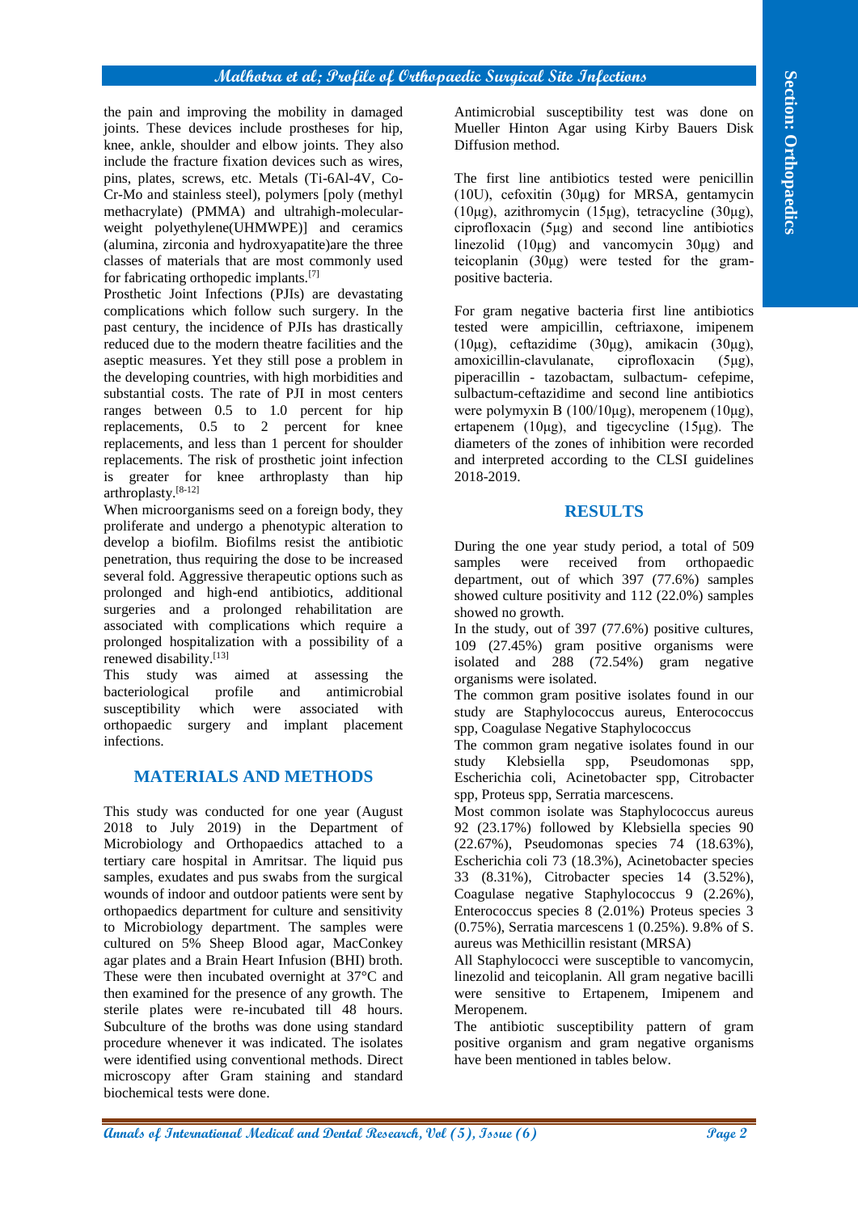the pain and improving the mobility in damaged joints. These devices include prostheses for hip, knee, ankle, shoulder and elbow joints. They also include the fracture fixation devices such as wires, pins, plates, screws, etc. Metals (Ti-6Al-4V, Co-Cr-Mo and stainless steel), polymers [poly (methyl methacrylate) (PMMA) and ultrahigh-molecular-weight polyethylene(UHMWPE)] and ceramics (alumina, zirconia and hydroxyapatite)are the three classes of materials that are most commonly used for fabricating orthopedic implants.[7]

Prosthetic Joint Infections (PJIs) are devastating complications which follow such surgery. In the past century, the incidence of PJIs has drastically reduced due to the modern theatre facilities and the aseptic measures. Yet they still pose a problem in the developing countries, with high morbidities and substantial costs. The rate of PJI in most centers ranges between 0.5 to 1.0 percent for hip replacements, 0.5 to 2 percent for knee replacements, and less than 1 percent for shoulder replacements. The risk of prosthetic joint infection is greater for knee arthroplasty than hip arthroplasty.[8-12]

When microorganisms seed on a foreign body, they proliferate and undergo a phenotypic alteration to develop a biofilm. Biofilms resist the antibiotic penetration, thus requiring the dose to be increased several fold. Aggressive therapeutic options such as prolonged and high-end antibiotics, additional surgeries and a prolonged rehabilitation are associated with complications which require a prolonged hospitalization with a possibility of a renewed disability.[13]

This study was aimed at assessing the bacteriological profile and antimicrobial susceptibility which were associated with orthopaedic surgery and implant placement infections.

## MATERIALS AND METHODS

This study was conducted for one year (August 2018 to July 2019) in the Department of Microbiology and Orthopaedics attached to a tertiary care hospital in Amritsar. The liquid pus samples, exudates and pus swabs from the surgical wounds of indoor and outdoor patients were sent by orthopaedics department for culture and sensitivity to Microbiology department. The samples were cultured on 5% Sheep Blood agar, MacConkey agar plates and a Brain Heart Infusion (BHI) broth. These were then incubated overnight at 37°C and then examined for the presence of any growth. The sterile plates were re-incubated till 48 hours. Subculture of the broths was done using standard procedure whenever it was indicated. The isolates were identified using conventional methods. Direct microscopy after Gram staining and standard biochemical tests were done.

Antimicrobial susceptibility test was done on Mueller Hinton Agar using Kirby Bauers Disk Diffusion method.

The first line antibiotics tested were penicillin (10U), cefoxitin (30μg) for MRSA, gentamycin (10μg), azithromycin (15μg), tetracycline (30μg), ciprofloxacin (5μg) and second line antibiotics linezolid (10μg) and vancomycin 30μg) and teicoplanin (30μg) were tested for the gram-positive bacteria.

For gram negative bacteria first line antibiotics tested were ampicillin, ceftriaxone, imipenem (10μg), ceftazidime (30μg), amikacin (30μg), amoxicillin-clavulanate, ciprofloxacin (5μg), piperacillin - tazobactam, sulbactum- cefepime, sulbactum-ceftazidime and second line antibiotics were polymyxin B (100/10μg), meropenem (10μg), ertapenem (10μg), and tigecycline (15μg). The diameters of the zones of inhibition were recorded and interpreted according to the CLSI guidelines 2018-2019.

## RESULTS

During the one year study period, a total of 509 samples were received from orthopaedic department, out of which 397 (77.6%) samples showed culture positivity and 112 (22.0%) samples showed no growth.

In the study, out of 397 (77.6%) positive cultures, 109 (27.45%) gram positive organisms were isolated and 288 (72.54%) gram negative organisms were isolated.

The common gram positive isolates found in our study are Staphylococcus aureus, Enterococcus spp, Coagulase Negative Staphylococcus

The common gram negative isolates found in our study Klebsiella spp, Pseudomonas spp, Escherichia coli, Acinetobacter spp, Citrobacter spp, Proteus spp, Serratia marcescens.

Most common isolate was Staphylococcus aureus 92 (23.17%) followed by Klebsiella species 90 (22.67%), Pseudomonas species 74 (18.63%), Escherichia coli 73 (18.3%), Acinetobacter species 33 (8.31%), Citrobacter species 14 (3.52%), Coagulase negative Staphylococcus 9 (2.26%), Enterococcus species 8 (2.01%) Proteus species 3 (0.75%), Serratia marcescens 1 (0.25%). 9.8% of S. aureus was Methicillin resistant (MRSA)

All Staphylococci were susceptible to vancomycin, linezolid and teicoplanin. All gram negative bacilli were sensitive to Ertapenem, Imipenem and Meropenem.

The antibiotic susceptibility pattern of gram positive organism and gram negative organisms have been mentioned in tables below.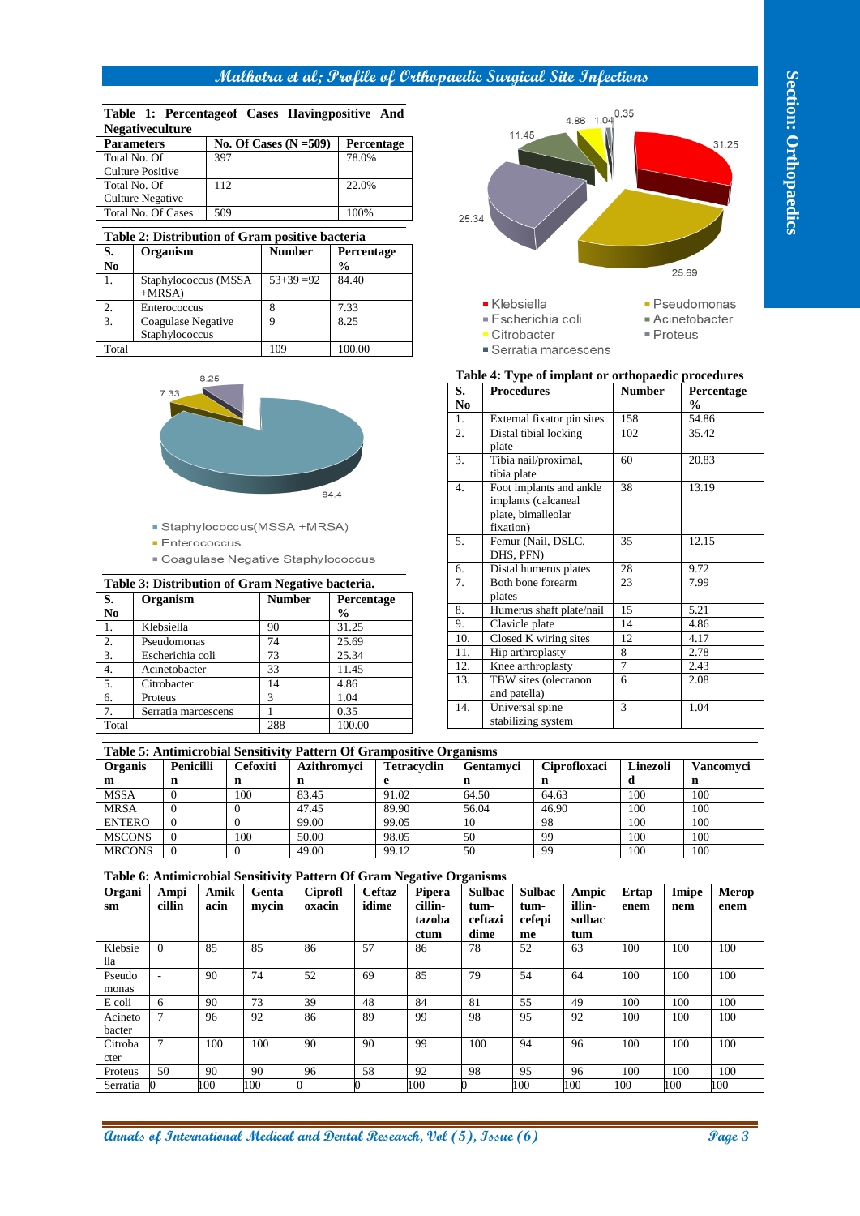**Table 1: Percentageof Cases Havingpositive And Negativeculture**

| Parameters | No. Of Cases (N =509) | Percentage |
|---|---|---|
| Total No. Of Culture Positive | 397 | 78.0% |
| Total No. Of Culture Negative | 112 | 22.0% |
| Total No. Of Cases | 509 | 100% |

**Table 2: Distribution of Gram positive bacteria**

| S. No | Organism | Number | Percentage % |
|---|---|---|---|
| 1. | Staphylococcus (MSSA +MRSA) | 53+39 =92 | 84.40 |
| 2. | Enterococcus | 8 | 7.33 |
| 3. | Coagulase Negative Staphylococcus | 9 | 8.25 |
| Total | | 109 | 100.00 |

8.25
7.33
84.4

- Staphylococcus(MSSA +MRSA)
- Enterococcus
- Coagulase Negative Staphylococcus

**Table 3: Distribution of Gram Negative bacteria.**

| S. No | Organism | Number | Percentage % |
|---|---|---|---|
| 1. | Klebsiella | 90 | 31.25 |
| 2. | Pseudomonas | 74 | 25.69 |
| 3. | Escherichia coli | 73 | 25.34 |
| 4. | Acinetobacter | 33 | 11.45 |
| 5. | Citrobacter | 14 | 4.86 |
| 6. | Proteus | 3 | 1.04 |
| 7. | Serratia marcescens | 1 | 0.35 |
| Total | | 288 | 100.00 |

4.86 1.04 0.35
11.45
31.25
25.34
25.69

- Klebsiella
- Pseudomonas
- Escherichia coli
- Acinetobacter
- Citrobacter
- Proteus
- Serratia marcescens

**Table 4: Type of implant or orthopaedic procedures**

| S. No | Procedures | Number | Percentage % |
|---|---|---|---|
| 1. | External fixator pin sites | 158 | 54.86 |
| 2. | Distal tibial locking plate | 102 | 35.42 |
| 3. | Tibia nail/proximal, tibia plate | 60 | 20.83 |
| 4. | Foot implants and ankle implants (calcaneal plate, bimalleolar fixation) | 38 | 13.19 |
| 5. | Femur (Nail, DSLC, DHS, PFN) | 35 | 12.15 |
| 6. | Distal humerus plates | 28 | 9.72 |
| 7. | Both bone forearm plates | 23 | 7.99 |
| 8. | Humerus shaft plate/nail | 15 | 5.21 |
| 9. | Clavicle plate | 14 | 4.86 |
| 10. | Closed K wiring sites | 12 | 4.17 |
| 11. | Hip arthroplasty | 8 | 2.78 |
| 12. | Knee arthroplasty | 7 | 2.43 |
| 13. | TBW sites (olecranon and patella) | 6 | 2.08 |
| 14. | Universal spine stabilizing system | 3 | 1.04 |

**Table 5: Antimicrobial Sensitivity Pattern Of Grampositive Organisms**

| Organism | Penicillin | Cefoxitin | Azithromycin | Tetracycline | Gentamycin | Ciprofloxacin | Linezolid | Vancomycin |
|---|---|---|---|---|---|---|---|---|
| MSSA | 0 | 100 | 83.45 | 91.02 | 64.50 | 64.63 | 100 | 100 |
| MRSA | 0 | 0 | 47.45 | 89.90 | 56.04 | 46.90 | 100 | 100 |
| ENTERO | 0 | 0 | 99.00 | 99.05 | 10 | 98 | 100 | 100 |
| MSCONS | 0 | 100 | 50.00 | 98.05 | 50 | 99 | 100 | 100 |
| MRCONS | 0 | 0 | 49.00 | 99.12 | 50 | 99 | 100 | 100 |

**Table 6: Antimicrobial Sensitivity Pattern Of Gram Negative Organisms**

| Organism | Ampicillin | Amikacin | Gentamycin | Ciprofloxacin | Ceftazidime | Piperacillin-tazobactum | Sulbactum-ceftazidime | Sulbactum-cefepime | Ampicillin-sulbactum | Ertapenem | Imipenem | Meropenem |
|---|---|---|---|---|---|---|---|---|---|---|---|---|
| Klebsiella | 0 | 85 | 85 | 86 | 57 | 86 | 78 | 52 | 63 | 100 | 100 | 100 |
| Pseudomonas | - | 90 | 74 | 52 | 69 | 85 | 79 | 54 | 64 | 100 | 100 | 100 |
| E coli | 6 | 90 | 73 | 39 | 48 | 84 | 81 | 55 | 49 | 100 | 100 | 100 |
| Acinetobacter | 7 | 96 | 92 | 86 | 89 | 99 | 98 | 95 | 92 | 100 | 100 | 100 |
| Citrobacter | 7 | 100 | 100 | 90 | 90 | 99 | 100 | 94 | 96 | 100 | 100 | 100 |
| Proteus | 50 | 90 | 90 | 96 | 58 | 92 | 98 | 95 | 96 | 100 | 100 | 100 |
| Serratia | 0 | 100 | 100 | 0 | 0 | 100 | 0 | 100 | 100 | 100 | 100 | 100 |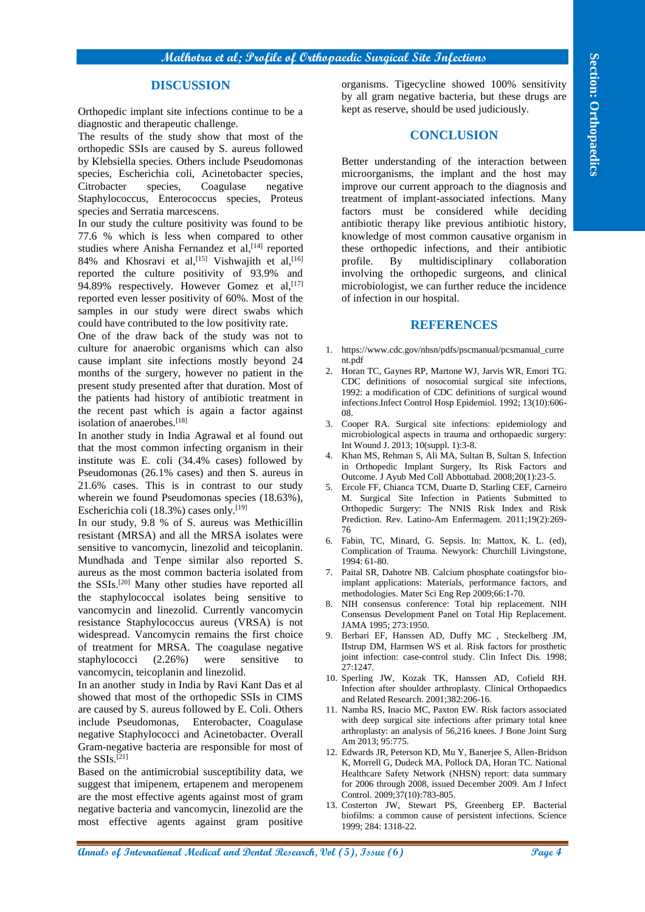## DISCUSSION

Orthopedic implant site infections continue to be a diagnostic and therapeutic challenge.

The results of the study show that most of the orthopedic SSIs are caused by S. aureus followed by Klebsiella species. Others include Pseudomonas species, Escherichia coli, Acinetobacter species, Citrobacter species, Coagulase negative Staphylococcus, Enterococcus species, Proteus species and Serratia marcescens.

In our study the culture positivity was found to be 77.6 % which is less when compared to other studies where Anisha Fernandez et al,[14] reported 84% and Khosravi et al,[15] Vishwajith et al,[16] reported the culture positivity of 93.9% and 94.89% respectively. However Gomez et al,[17] reported even lesser positivity of 60%. Most of the samples in our study were direct swabs which could have contributed to the low positivity rate.

One of the draw back of the study was not to culture for anaerobic organisms which can also cause implant site infections mostly beyond 24 months of the surgery, however no patient in the present study presented after that duration. Most of the patients had history of antibiotic treatment in the recent past which is again a factor against isolation of anaerobes.[18]

In another study in India Agrawal et al found out that the most common infecting organism in their institute was E. coli (34.4% cases) followed by Pseudomonas (26.1% cases) and then S. aureus in 21.6% cases. This is in contrast to our study wherein we found Pseudomonas species (18.63%), Escherichia coli (18.3%) cases only.[19]

In our study, 9.8 % of S. aureus was Methicillin resistant (MRSA) and all the MRSA isolates were sensitive to vancomycin, linezolid and teicoplanin. Mundhada and Tenpe similar also reported S. aureus as the most common bacteria isolated from the SSIs.[20] Many other studies have reported all the staphylococcal isolates being sensitive to vancomycin and linezolid. Currently vancomycin resistance Staphylococcus aureus (VRSA) is not widespread. Vancomycin remains the first choice of treatment for MRSA. The coagulase negative staphylococci (2.26%) were sensitive to vancomycin, teicoplanin and linezolid.

In an another study in India by Ravi Kant Das et al showed that most of the orthopedic SSIs in CIMS are caused by S. aureus followed by E. Coli. Others include Pseudomonas, Enterobacter, Coagulase negative Staphylococci and Acinetobacter. Overall Gram-negative bacteria are responsible for most of the SSIs.[21]

Based on the antimicrobial susceptibility data, we suggest that imipenem, ertapenem and meropenem are the most effective agents against most of gram negative bacteria and vancomycin, linezolid are the most effective agents against gram positive organisms. Tigecycline showed 100% sensitivity by all gram negative bacteria, but these drugs are kept as reserve, should be used judiciously.

## CONCLUSION

Better understanding of the interaction between microorganisms, the implant and the host may improve our current approach to the diagnosis and treatment of implant-associated infections. Many factors must be considered while deciding antibiotic therapy like previous antibiotic history, knowledge of most common causative organism in these orthopedic infections, and their antibiotic profile. By multidisciplinary collaboration involving the orthopedic surgeons, and clinical microbiologist, we can further reduce the incidence of infection in our hospital.

## REFERENCES

1. https://www.cdc.gov/nhsn/pdfs/pscmanual/pcsmanual_current.pdf
2. Horan TC, Gaynes RP, Martone WJ, Jarvis WR, Emori TG. CDC definitions of nosocomial surgical site infections, 1992: a modification of CDC definitions of surgical wound infections.Infect Control Hosp Epidemiol. 1992; 13(10):606-08.
3. Cooper RA. Surgical site infections: epidemiology and microbiological aspects in trauma and orthopaedic surgery: Int Wound J. 2013; 10(suppl. 1):3-8.
4. Khan MS, Rehman S, Ali MA, Sultan B, Sultan S. Infection in Orthopedic Implant Surgery, Its Risk Factors and Outcome. J Ayub Med Coll Abbottabad. 2008;20(1):23-5.
5. Ercole FF, Chianca TCM, Duarte D, Starling CEF, Carneiro M. Surgical Site Infection in Patients Submitted to Orthopedic Surgery: The NNIS Risk Index and Risk Prediction. Rev. Latino-Am Enfermagem. 2011;19(2):269-76
6. Fabin, TC, Minard, G. Sepsis. In: Mattox, K. L. (ed), Complication of Trauma. Newyork: Churchill Livingstone, 1994: 61-80.
7. Paital SR, Dahotre NB. Calcium phosphate coatingsfor bio-implant applications: Materials, performance factors, and methodologies. Mater Sci Eng Rep 2009;66:1-70.
8. NIH consensus conference: Total hip replacement. NIH Consensus Development Panel on Total Hip Replacement. JAMA 1995; 273:1950.
9. Berbari EF, Hanssen AD, Duffy MC , Steckelberg JM, IIstrup DM, Harmsen WS et al. Risk factors for prosthetic joint infection: case-control study. Clin Infect Dis. 1998; 27:1247.
10. Sperling JW, Kozak TK, Hanssen AD, Cofield RH. Infection after shoulder arthroplasty. Clinical Orthopaedics and Related Research. 2001;382:206-16.
11. Namba RS, Inacio MC, Paxton EW. Risk factors associated with deep surgical site infections after primary total knee arthroplasty: an analysis of 56,216 knees. J Bone Joint Surg Am 2013; 95:775.
12. Edwards JR, Peterson KD, Mu Y, Banerjee S, Allen-Bridson K, Morrell G, Dudeck MA, Pollock DA, Horan TC. National Healthcare Safety Network (NHSN) report: data summary for 2006 through 2008, issued December 2009. Am J Infect Control. 2009;37(10):783-805.
13. Costerton JW, Stewart PS, Greenberg EP. Bacterial biofilms: a common cause of persistent infections. Science 1999; 284: 1318-22.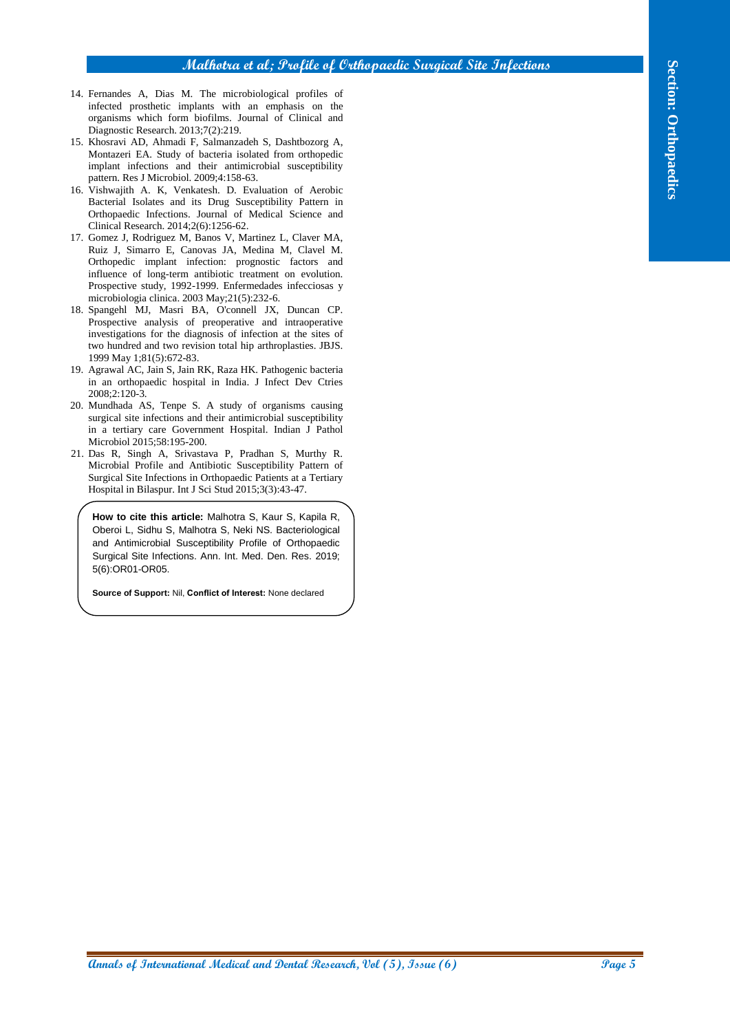14. Fernandes A, Dias M. The microbiological profiles of infected prosthetic implants with an emphasis on the organisms which form biofilms. Journal of Clinical and Diagnostic Research. 2013;7(2):219.
15. Khosravi AD, Ahmadi F, Salmanzadeh S, Dashtbozorg A, Montazeri EA. Study of bacteria isolated from orthopedic implant infections and their antimicrobial susceptibility pattern. Res J Microbiol. 2009;4:158-63.
16. Vishwajith A. K, Venkatesh. D. Evaluation of Aerobic Bacterial Isolates and its Drug Susceptibility Pattern in Orthopaedic Infections. Journal of Medical Science and Clinical Research. 2014;2(6):1256-62.
17. Gomez J, Rodriguez M, Banos V, Martinez L, Claver MA, Ruiz J, Simarro E, Canovas JA, Medina M, Clavel M. Orthopedic implant infection: prognostic factors and influence of long-term antibiotic treatment on evolution. Prospective study, 1992-1999. Enfermedades infecciosas y microbiologia clinica. 2003 May;21(5):232-6.
18. Spangehl MJ, Masri BA, O'connell JX, Duncan CP. Prospective analysis of preoperative and intraoperative investigations for the diagnosis of infection at the sites of two hundred and two revision total hip arthroplasties. JBJS. 1999 May 1;81(5):672-83.
19. Agrawal AC, Jain S, Jain RK, Raza HK. Pathogenic bacteria in an orthopaedic hospital in India. J Infect Dev Ctries 2008;2:120-3.
20. Mundhada AS, Tenpe S. A study of organisms causing surgical site infections and their antimicrobial susceptibility in a tertiary care Government Hospital. Indian J Pathol Microbiol 2015;58:195-200.
21. Das R, Singh A, Srivastava P, Pradhan S, Murthy R. Microbial Profile and Antibiotic Susceptibility Pattern of Surgical Site Infections in Orthopaedic Patients at a Tertiary Hospital in Bilaspur. Int J Sci Stud 2015;3(3):43-47.

**How to cite this article:** Malhotra S, Kaur S, Kapila R, Oberoi L, Sidhu S, Malhotra S, Neki NS. Bacteriological and Antimicrobial Susceptibility Profile of Orthopaedic Surgical Site Infections. Ann. Int. Med. Den. Res. 2019; 5(6):OR01-OR05.

**Source of Support:** Nil, **Conflict of Interest:** None declared